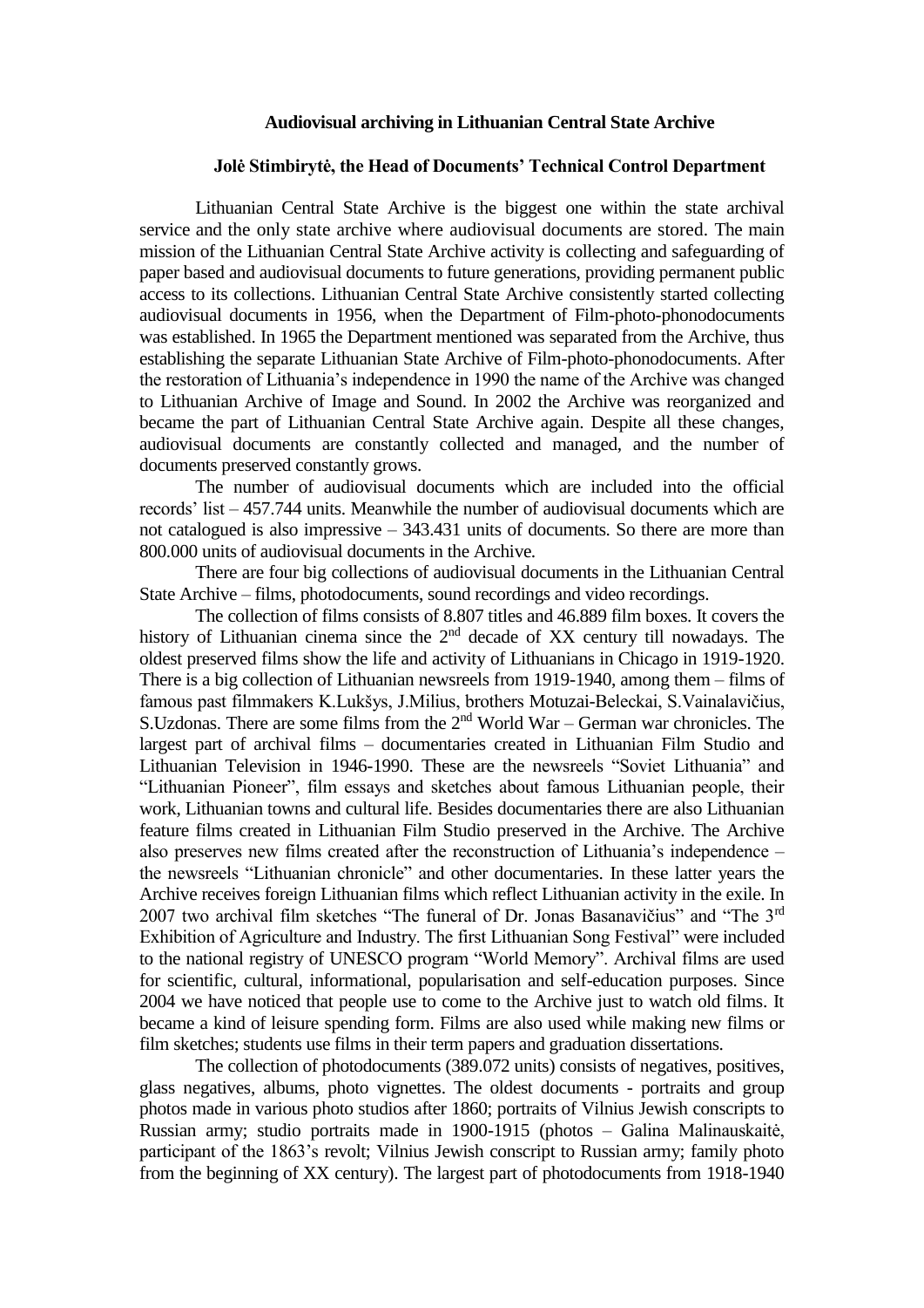# Audiovisual archiving in Lithuanian Central State Archive

**Jolė Stimbirytė, the Head of Documents' Technical Control Department**

Lithuanian Central State Archive is the biggest one within the state archival service and the only state archive where audiovisual documents are stored. The main mission of the Lithuanian Central State Archive activity is collecting and safeguarding of paper based and audiovisual documents to future generations, providing permanent public access to its collections. Lithuanian Central State Archive consistently started collecting audiovisual documents in 1956, when the Department of Film-photo-phonodocuments was established. In 1965 the Department mentioned was separated from the Archive, thus establishing the separate Lithuanian State Archive of Film-photo-phonodocuments. After the restoration of Lithuania's independence in 1990 the name of the Archive was changed to Lithuanian Archive of Image and Sound. In 2002 the Archive was reorganized and became the part of Lithuanian Central State Archive again. Despite all these changes, audiovisual documents are constantly collected and managed, and the number of documents preserved constantly grows.

The number of audiovisual documents which are included into the official records' list – 457.744 units. Meanwhile the number of audiovisual documents which are not catalogued is also impressive – 343.431 units of documents. So there are more than 800.000 units of audiovisual documents in the Archive.

There are four big collections of audiovisual documents in the Lithuanian Central State Archive – films, photodocuments, sound recordings and video recordings.

The collection of films consists of 8.807 titles and 46.889 film boxes. It covers the history of Lithuanian cinema since the 2nd decade of XX century till nowadays. The oldest preserved films show the life and activity of Lithuanians in Chicago in 1919-1920. There is a big collection of Lithuanian newsreels from 1919-1940, among them – films of famous past filmmakers K.Lukšys, J.Milius, brothers Motuzai-Beleckai, S.Vainalavičius, S.Uzdonas. There are some films from the 2nd World War – German war chronicles. The largest part of archival films – documentaries created in Lithuanian Film Studio and Lithuanian Television in 1946-1990. These are the newsreels "Soviet Lithuania" and "Lithuanian Pioneer", film essays and sketches about famous Lithuanian people, their work, Lithuanian towns and cultural life. Besides documentaries there are also Lithuanian feature films created in Lithuanian Film Studio preserved in the Archive. The Archive also preserves new films created after the reconstruction of Lithuania's independence – the newsreels "Lithuanian chronicle" and other documentaries. In these latter years the Archive receives foreign Lithuanian films which reflect Lithuanian activity in the exile. In 2007 two archival film sketches "The funeral of Dr. Jonas Basanavičius" and "The 3rd Exhibition of Agriculture and Industry. The first Lithuanian Song Festival" were included to the national registry of UNESCO program "World Memory". Archival films are used for scientific, cultural, informational, popularisation and self-education purposes. Since 2004 we have noticed that people use to come to the Archive just to watch old films. It became a kind of leisure spending form. Films are also used while making new films or film sketches; students use films in their term papers and graduation dissertations.

The collection of photodocuments (389.072 units) consists of negatives, positives, glass negatives, albums, photo vignettes. The oldest documents - portraits and group photos made in various photo studios after 1860; portraits of Vilnius Jewish conscripts to Russian army; studio portraits made in 1900-1915 (photos – Galina Malinauskaitė, participant of the 1863's revolt; Vilnius Jewish conscript to Russian army; family photo from the beginning of XX century). The largest part of photodocuments from 1918-1940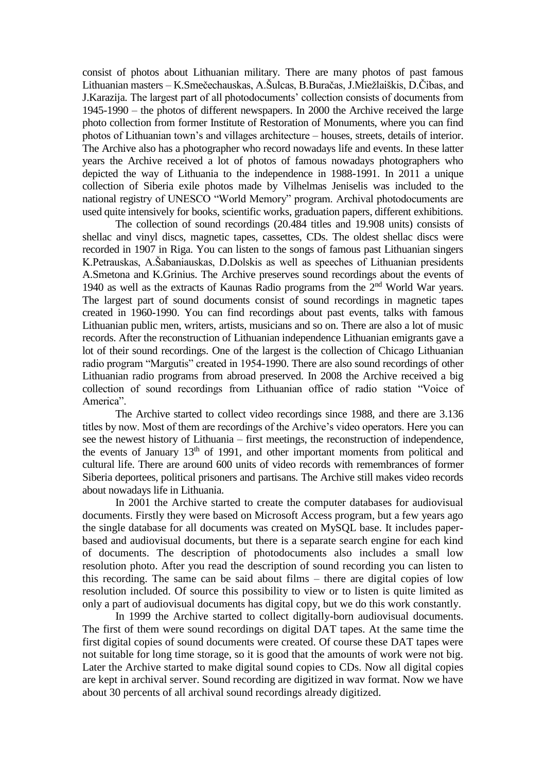consist of photos about Lithuanian military. There are many photos of past famous Lithuanian masters – K.Smečechauskas, A.Šulcas, B.Buračas, J.Miežlaiškis, D.Čibas, and J.Karazija. The largest part of all photodocuments' collection consists of documents from 1945-1990 – the photos of different newspapers. In 2000 the Archive received the large photo collection from former Institute of Restoration of Monuments, where you can find photos of Lithuanian town's and villages architecture – houses, streets, details of interior. The Archive also has a photographer who record nowadays life and events. In these latter years the Archive received a lot of photos of famous nowadays photographers who depicted the way of Lithuania to the independence in 1988-1991. In 2011 a unique collection of Siberia exile photos made by Vilhelmas Jeniselis was included to the national registry of UNESCO "World Memory" program. Archival photodocuments are used quite intensively for books, scientific works, graduation papers, different exhibitions.

The collection of sound recordings (20.484 titles and 19.908 units) consists of shellac and vinyl discs, magnetic tapes, cassettes, CDs. The oldest shellac discs were recorded in 1907 in Riga. You can listen to the songs of famous past Lithuanian singers K.Petrauskas, A.Šabaniauskas, D.Dolskis as well as speeches of Lithuanian presidents A.Smetona and K.Grinius. The Archive preserves sound recordings about the events of 1940 as well as the extracts of Kaunas Radio programs from the 2nd World War years. The largest part of sound documents consist of sound recordings in magnetic tapes created in 1960-1990. You can find recordings about past events, talks with famous Lithuanian public men, writers, artists, musicians and so on. There are also a lot of music records. After the reconstruction of Lithuanian independence Lithuanian emigrants gave a lot of their sound recordings. One of the largest is the collection of Chicago Lithuanian radio program "Margutis" created in 1954-1990. There are also sound recordings of other Lithuanian radio programs from abroad preserved. In 2008 the Archive received a big collection of sound recordings from Lithuanian office of radio station "Voice of America".

The Archive started to collect video recordings since 1988, and there are 3.136 titles by now. Most of them are recordings of the Archive's video operators. Here you can see the newest history of Lithuania – first meetings, the reconstruction of independence, the events of January 13th of 1991, and other important moments from political and cultural life. There are around 600 units of video records with remembrances of former Siberia deportees, political prisoners and partisans. The Archive still makes video records about nowadays life in Lithuania.

In 2001 the Archive started to create the computer databases for audiovisual documents. Firstly they were based on Microsoft Access program, but a few years ago the single database for all documents was created on MySQL base. It includes paper-based and audiovisual documents, but there is a separate search engine for each kind of documents. The description of photodocuments also includes a small low resolution photo. After you read the description of sound recording you can listen to this recording. The same can be said about films – there are digital copies of low resolution included. Of source this possibility to view or to listen is quite limited as only a part of audiovisual documents has digital copy, but we do this work constantly.

In 1999 the Archive started to collect digitally-born audiovisual documents. The first of them were sound recordings on digital DAT tapes. At the same time the first digital copies of sound documents were created. Of course these DAT tapes were not suitable for long time storage, so it is good that the amounts of work were not big. Later the Archive started to make digital sound copies to CDs. Now all digital copies are kept in archival server. Sound recording are digitized in wav format. Now we have about 30 percents of all archival sound recordings already digitized.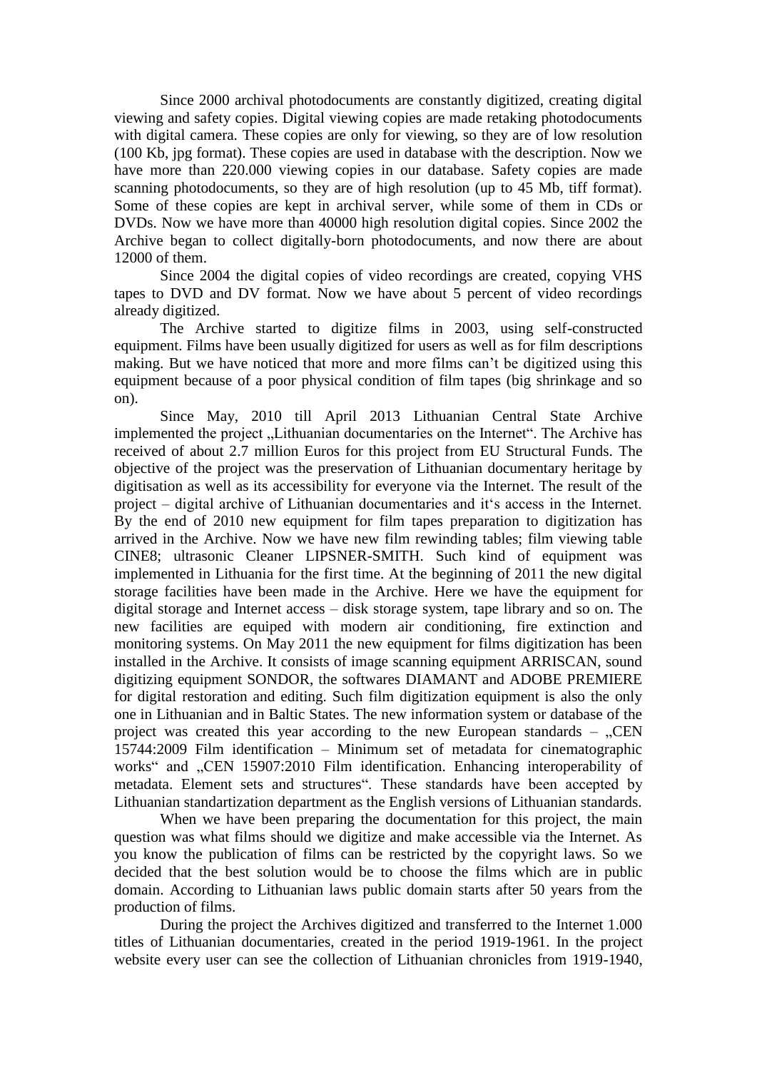Since 2000 archival photodocuments are constantly digitized, creating digital viewing and safety copies. Digital viewing copies are made retaking photodocuments with digital camera. These copies are only for viewing, so they are of low resolution (100 Kb, jpg format). These copies are used in database with the description. Now we have more than 220.000 viewing copies in our database. Safety copies are made scanning photodocuments, so they are of high resolution (up to 45 Mb, tiff format). Some of these copies are kept in archival server, while some of them in CDs or DVDs. Now we have more than 40000 high resolution digital copies. Since 2002 the Archive began to collect digitally-born photodocuments, and now there are about 12000 of them.

Since 2004 the digital copies of video recordings are created, copying VHS tapes to DVD and DV format. Now we have about 5 percent of video recordings already digitized.

The Archive started to digitize films in 2003, using self-constructed equipment. Films have been usually digitized for users as well as for film descriptions making. But we have noticed that more and more films can't be digitized using this equipment because of a poor physical condition of film tapes (big shrinkage and so on).

Since May, 2010 till April 2013 Lithuanian Central State Archive implemented the project „Lithuanian documentaries on the Internet". The Archive has received of about 2.7 million Euros for this project from EU Structural Funds. The objective of the project was the preservation of Lithuanian documentary heritage by digitisation as well as its accessibility for everyone via the Internet. The result of the project – digital archive of Lithuanian documentaries and it's access in the Internet. By the end of 2010 new equipment for film tapes preparation to digitization has arrived in the Archive. Now we have new film rewinding tables; film viewing table CINE8; ultrasonic Cleaner LIPSNER-SMITH. Such kind of equipment was implemented in Lithuania for the first time. At the beginning of 2011 the new digital storage facilities have been made in the Archive. Here we have the equipment for digital storage and Internet access – disk storage system, tape library and so on. The new facilities are equiped with modern air conditioning, fire extinction and monitoring systems. On May 2011 the new equipment for films digitization has been installed in the Archive. It consists of image scanning equipment ARRISCAN, sound digitizing equipment SONDOR, the softwares DIAMANT and ADOBE PREMIERE for digital restoration and editing. Such film digitization equipment is also the only one in Lithuanian and in Baltic States. The new information system or database of the project was created this year according to the new European standards – „CEN 15744:2009 Film identification – Minimum set of metadata for cinematographic works" and „CEN 15907:2010 Film identification. Enhancing interoperability of metadata. Element sets and structures". These standards have been accepted by Lithuanian standartization department as the English versions of Lithuanian standards.

When we have been preparing the documentation for this project, the main question was what films should we digitize and make accessible via the Internet. As you know the publication of films can be restricted by the copyright laws. So we decided that the best solution would be to choose the films which are in public domain. According to Lithuanian laws public domain starts after 50 years from the production of films.

During the project the Archives digitized and transferred to the Internet 1.000 titles of Lithuanian documentaries, created in the period 1919-1961. In the project website every user can see the collection of Lithuanian chronicles from 1919-1940,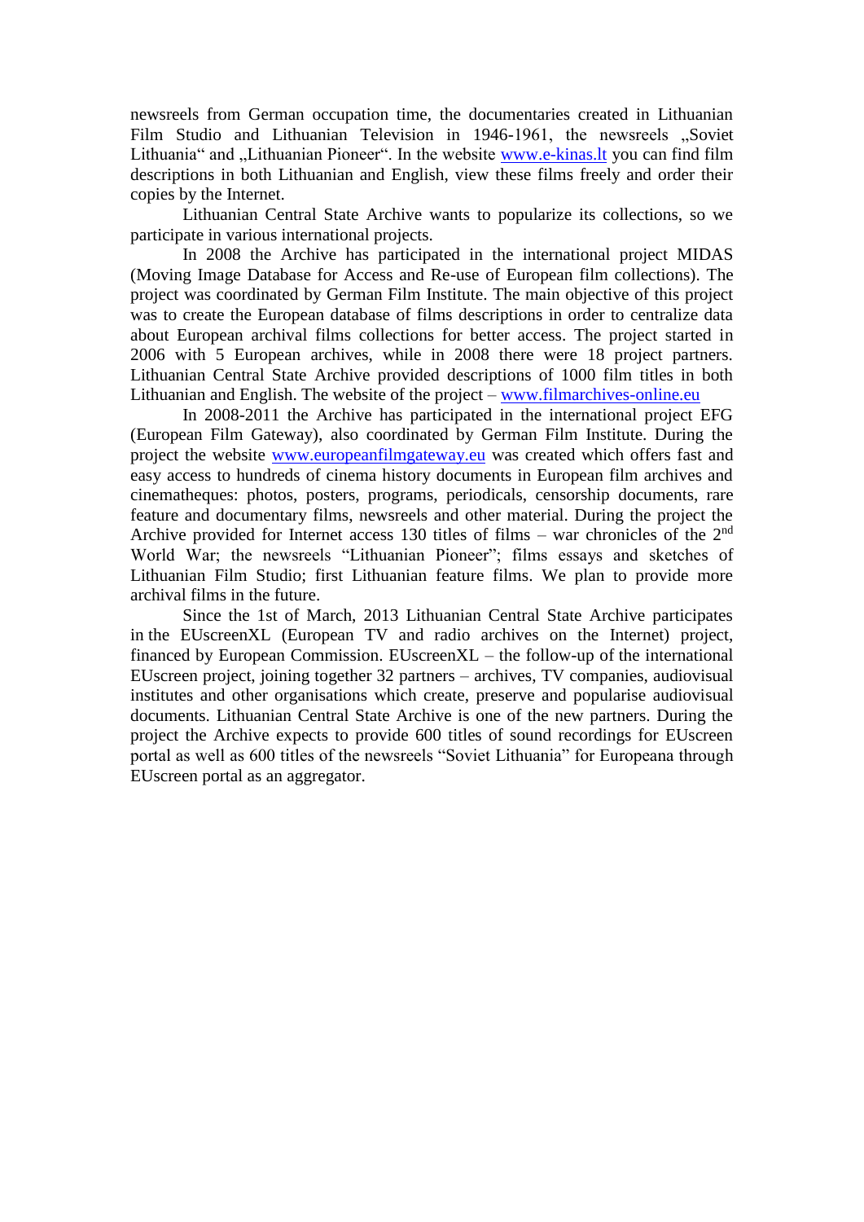newsreels from German occupation time, the documentaries created in Lithuanian Film Studio and Lithuanian Television in 1946-1961, the newsreels „Soviet Lithuania“ and „Lithuanian Pioneer“. In the website www.e-kinas.lt you can find film descriptions in both Lithuanian and English, view these films freely and order their copies by the Internet.

Lithuanian Central State Archive wants to popularize its collections, so we participate in various international projects.

In 2008 the Archive has participated in the international project MIDAS (Moving Image Database for Access and Re-use of European film collections). The project was coordinated by German Film Institute. The main objective of this project was to create the European database of films descriptions in order to centralize data about European archival films collections for better access. The project started in 2006 with 5 European archives, while in 2008 there were 18 project partners. Lithuanian Central State Archive provided descriptions of 1000 film titles in both Lithuanian and English. The website of the project – www.filmarchives-online.eu

In 2008-2011 the Archive has participated in the international project EFG (European Film Gateway), also coordinated by German Film Institute. During the project the website www.europeanfilmgateway.eu was created which offers fast and easy access to hundreds of cinema history documents in European film archives and cinematheques: photos, posters, programs, periodicals, censorship documents, rare feature and documentary films, newsreels and other material. During the project the Archive provided for Internet access 130 titles of films – war chronicles of the 2nd World War; the newsreels “Lithuanian Pioneer”; films essays and sketches of Lithuanian Film Studio; first Lithuanian feature films. We plan to provide more archival films in the future.

Since the 1st of March, 2013 Lithuanian Central State Archive participates in the EUscreenXL (European TV and radio archives on the Internet) project, financed by European Commission. EUscreenXL – the follow-up of the international EUscreen project, joining together 32 partners – archives, TV companies, audiovisual institutes and other organisations which create, preserve and popularise audiovisual documents. Lithuanian Central State Archive is one of the new partners. During the project the Archive expects to provide 600 titles of sound recordings for EUscreen portal as well as 600 titles of the newsreels “Soviet Lithuania” for Europeana through EUscreen portal as an aggregator.